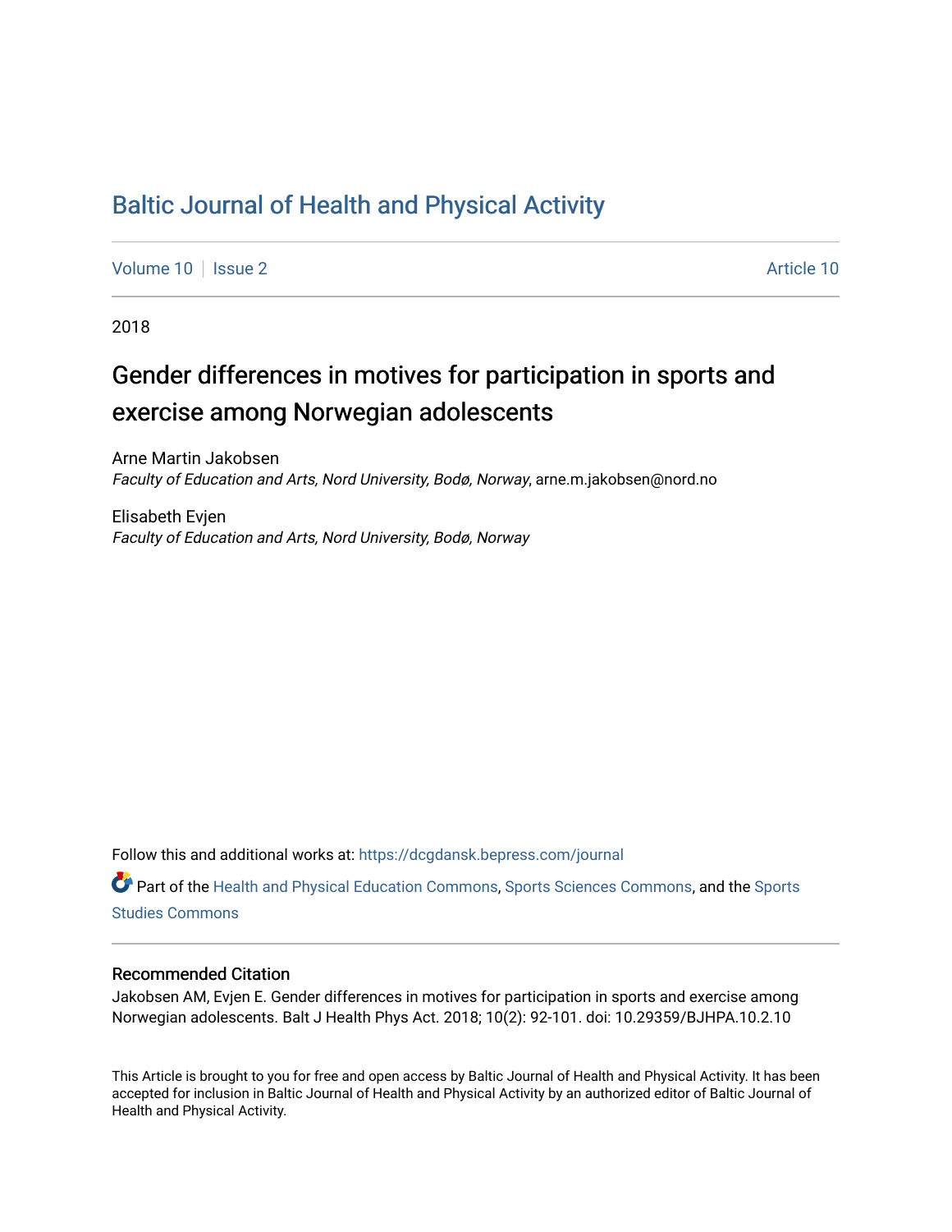# Baltic Journal of Health and Physical Activity

Volume 10 | Issue 2 Article 10

2018

## Gender differences in motives for participation in sports and exercise among Norwegian adolescents

Arne Martin Jakobsen
*Faculty of Education and Arts, Nord University, Bodø, Norway*, arne.m.jakobsen@nord.no

Elisabeth Evjen
*Faculty of Education and Arts, Nord University, Bodø, Norway*

Follow this and additional works at: https://dcgdansk.bepress.com/journal

Part of the Health and Physical Education Commons, Sports Sciences Commons, and the Sports Studies Commons

### Recommended Citation

Jakobsen AM, Evjen E. Gender differences in motives for participation in sports and exercise among Norwegian adolescents. Balt J Health Phys Act. 2018; 10(2): 92-101. doi: 10.29359/BJHPA.10.2.10

This Article is brought to you for free and open access by Baltic Journal of Health and Physical Activity. It has been accepted for inclusion in Baltic Journal of Health and Physical Activity by an authorized editor of Baltic Journal of Health and Physical Activity.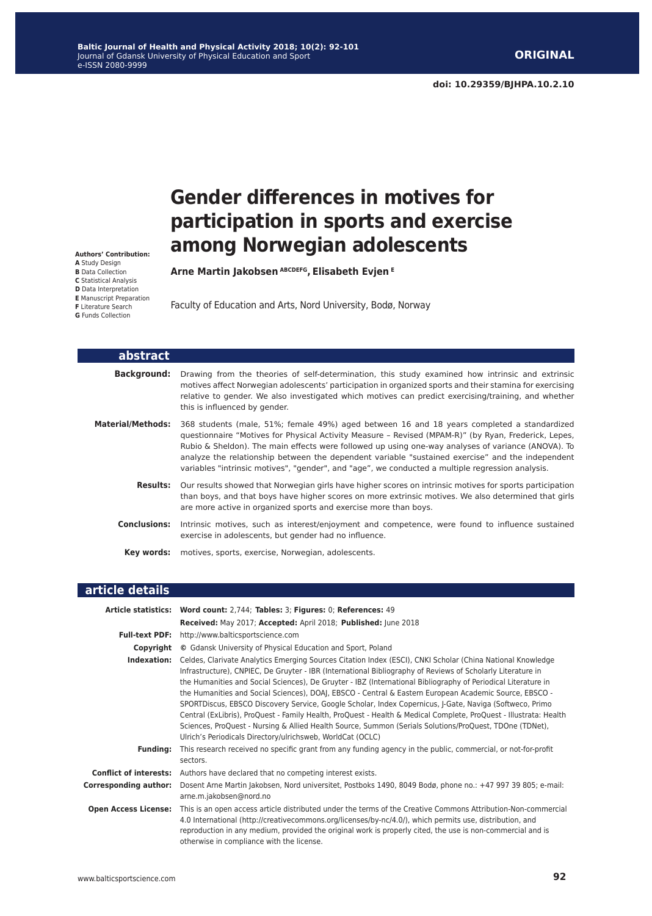**ORIGINAL**

**doi: 10.29359/BJHPA.10.2.10**

# Gender differences in motives for participation in sports and exercise among Norwegian adolescents

**Authors' Contribution:**
**A** Study Design
**B** Data Collection
**C** Statistical Analysis
**D** Data Interpretation
**E** Manuscript Preparation
**F** Literature Search
**G** Funds Collection

**Arne Martin Jakobsen** [ABCDEFG], **Elisabeth Evjen** [E]

Faculty of Education and Arts, Nord University, Bodø, Norway

## abstract

**Background:** Drawing from the theories of self-determination, this study examined how intrinsic and extrinsic motives affect Norwegian adolescents' participation in organized sports and their stamina for exercising relative to gender. We also investigated which motives can predict exercising/training, and whether this is influenced by gender.

**Material/Methods:** 368 students (male, 51%; female 49%) aged between 16 and 18 years completed a standardized questionnaire "Motives for Physical Activity Measure – Revised (MPAM-R)" (by Ryan, Frederick, Lepes, Rubio & Sheldon). The main effects were followed up using one-way analyses of variance (ANOVA). To analyze the relationship between the dependent variable "sustained exercise" and the independent variables "intrinsic motives", "gender", and "age", we conducted a multiple regression analysis.

**Results:** Our results showed that Norwegian girls have higher scores on intrinsic motives for sports participation than boys, and that boys have higher scores on more extrinsic motives. We also determined that girls are more active in organized sports and exercise more than boys.

**Conclusions:** Intrinsic motives, such as interest/enjoyment and competence, were found to influence sustained exercise in adolescents, but gender had no influence.

**Key words:** motives, sports, exercise, Norwegian, adolescents.

## article details

**Article statistics:** **Word count:** 2,744; **Tables:** 3; **Figures:** 0; **References:** 49
**Received:** May 2017; **Accepted:** April 2018; **Published:** June 2018

**Full-text PDF:** http://www.balticsportscience.com

**Copyright** © Gdansk University of Physical Education and Sport, Poland

**Indexation:** Celdes, Clarivate Analytics Emerging Sources Citation Index (ESCI), CNKI Scholar (China National Knowledge Infrastructure), CNPIEC, De Gruyter - IBR (International Bibliography of Reviews of Scholarly Literature in the Humanities and Social Sciences), De Gruyter - IBZ (International Bibliography of Periodical Literature in the Humanities and Social Sciences), DOAJ, EBSCO - Central & Eastern European Academic Source, EBSCO - SPORTDiscus, EBSCO Discovery Service, Google Scholar, Index Copernicus, J-Gate, Naviga (Softweco, Primo Central (ExLibris), ProQuest - Family Health, ProQuest - Health & Medical Complete, ProQuest - Illustrata: Health Sciences, ProQuest - Nursing & Allied Health Source, Summon (Serials Solutions/ProQuest, TDOne (TDNet), Ulrich's Periodicals Directory/ulrichsweb, WorldCat (OCLC)

**Funding:** This research received no specific grant from any funding agency in the public, commercial, or not-for-profit sectors.

**Conflict of interests:** Authors have declared that no competing interest exists.

**Corresponding author:** Dosent Arne Martin Jakobsen, Nord universitet, Postboks 1490, 8049 Bodø, phone no.: +47 997 39 805; e-mail: arne.m.jakobsen@nord.no

**Open Access License:** This is an open access article distributed under the terms of the Creative Commons Attribution-Non-commercial 4.0 International (http://creativecommons.org/licenses/by-nc/4.0/), which permits use, distribution, and reproduction in any medium, provided the original work is properly cited, the use is non-commercial and is otherwise in compliance with the license.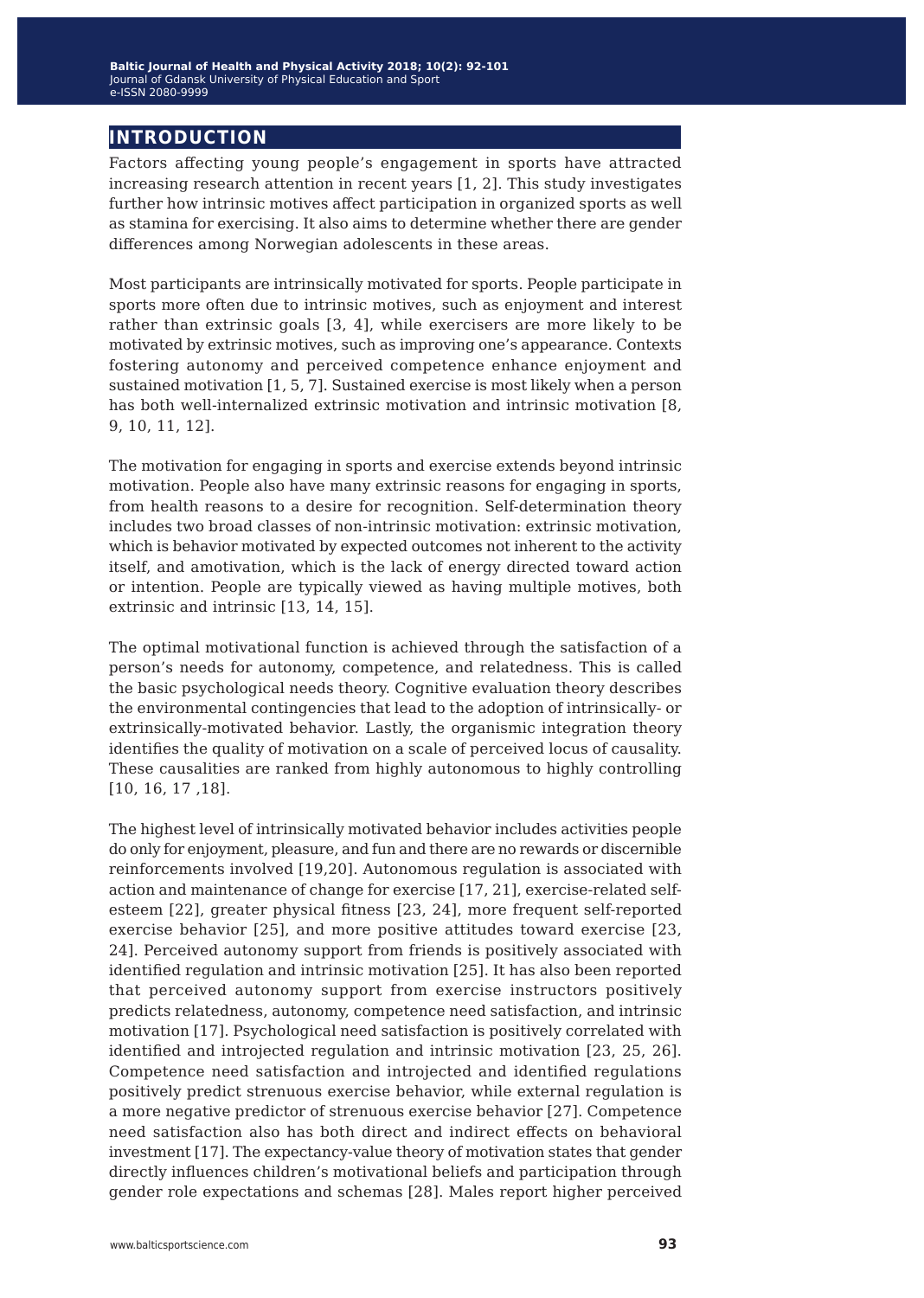# INTRODUCTION

Factors affecting young people's engagement in sports have attracted increasing research attention in recent years [1, 2]. This study investigates further how intrinsic motives affect participation in organized sports as well as stamina for exercising. It also aims to determine whether there are gender differences among Norwegian adolescents in these areas.

Most participants are intrinsically motivated for sports. People participate in sports more often due to intrinsic motives, such as enjoyment and interest rather than extrinsic goals [3, 4], while exercisers are more likely to be motivated by extrinsic motives, such as improving one's appearance. Contexts fostering autonomy and perceived competence enhance enjoyment and sustained motivation [1, 5, 7]. Sustained exercise is most likely when a person has both well-internalized extrinsic motivation and intrinsic motivation [8, 9, 10, 11, 12].

The motivation for engaging in sports and exercise extends beyond intrinsic motivation. People also have many extrinsic reasons for engaging in sports, from health reasons to a desire for recognition. Self-determination theory includes two broad classes of non-intrinsic motivation: extrinsic motivation, which is behavior motivated by expected outcomes not inherent to the activity itself, and amotivation, which is the lack of energy directed toward action or intention. People are typically viewed as having multiple motives, both extrinsic and intrinsic [13, 14, 15].

The optimal motivational function is achieved through the satisfaction of a person's needs for autonomy, competence, and relatedness. This is called the basic psychological needs theory. Cognitive evaluation theory describes the environmental contingencies that lead to the adoption of intrinsically- or extrinsically-motivated behavior. Lastly, the organismic integration theory identifies the quality of motivation on a scale of perceived locus of causality. These causalities are ranked from highly autonomous to highly controlling [10, 16, 17 ,18].

The highest level of intrinsically motivated behavior includes activities people do only for enjoyment, pleasure, and fun and there are no rewards or discernible reinforcements involved [19,20]. Autonomous regulation is associated with action and maintenance of change for exercise [17, 21], exercise-related self-esteem [22], greater physical fitness [23, 24], more frequent self-reported exercise behavior [25], and more positive attitudes toward exercise [23, 24]. Perceived autonomy support from friends is positively associated with identified regulation and intrinsic motivation [25]. It has also been reported that perceived autonomy support from exercise instructors positively predicts relatedness, autonomy, competence need satisfaction, and intrinsic motivation [17]. Psychological need satisfaction is positively correlated with identified and introjected regulation and intrinsic motivation [23, 25, 26]. Competence need satisfaction and introjected and identified regulations positively predict strenuous exercise behavior, while external regulation is a more negative predictor of strenuous exercise behavior [27]. Competence need satisfaction also has both direct and indirect effects on behavioral investment [17]. The expectancy-value theory of motivation states that gender directly influences children's motivational beliefs and participation through gender role expectations and schemas [28]. Males report higher perceived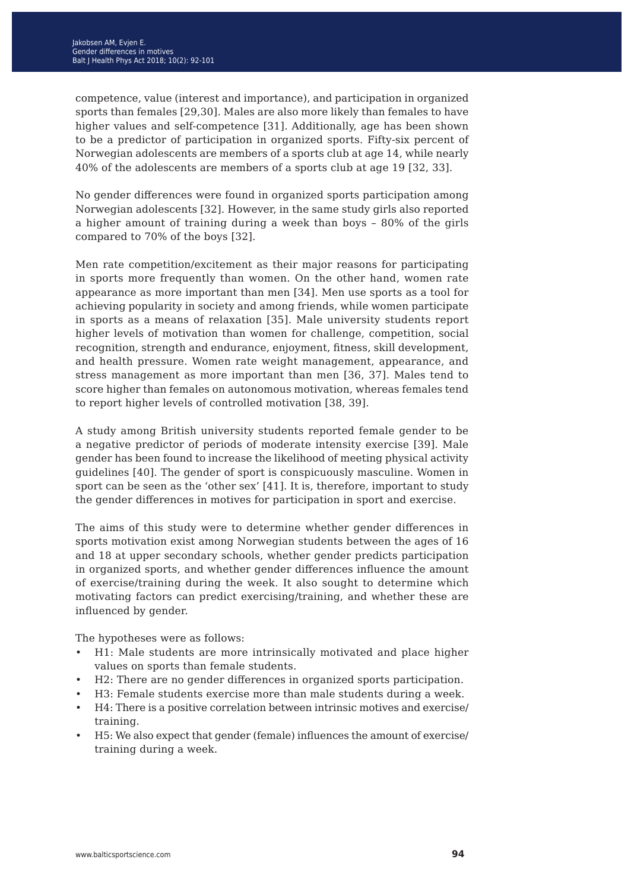competence, value (interest and importance), and participation in organized sports than females [29,30]. Males are also more likely than females to have higher values and self-competence [31]. Additionally, age has been shown to be a predictor of participation in organized sports. Fifty-six percent of Norwegian adolescents are members of a sports club at age 14, while nearly 40% of the adolescents are members of a sports club at age 19 [32, 33].

No gender differences were found in organized sports participation among Norwegian adolescents [32]. However, in the same study girls also reported a higher amount of training during a week than boys – 80% of the girls compared to 70% of the boys [32].

Men rate competition/excitement as their major reasons for participating in sports more frequently than women. On the other hand, women rate appearance as more important than men [34]. Men use sports as a tool for achieving popularity in society and among friends, while women participate in sports as a means of relaxation [35]. Male university students report higher levels of motivation than women for challenge, competition, social recognition, strength and endurance, enjoyment, fitness, skill development, and health pressure. Women rate weight management, appearance, and stress management as more important than men [36, 37]. Males tend to score higher than females on autonomous motivation, whereas females tend to report higher levels of controlled motivation [38, 39].

A study among British university students reported female gender to be a negative predictor of periods of moderate intensity exercise [39]. Male gender has been found to increase the likelihood of meeting physical activity guidelines [40]. The gender of sport is conspicuously masculine. Women in sport can be seen as the 'other sex' [41]. It is, therefore, important to study the gender differences in motives for participation in sport and exercise.

The aims of this study were to determine whether gender differences in sports motivation exist among Norwegian students between the ages of 16 and 18 at upper secondary schools, whether gender predicts participation in organized sports, and whether gender differences influence the amount of exercise/training during the week. It also sought to determine which motivating factors can predict exercising/training, and whether these are influenced by gender.

The hypotheses were as follows:

- H1: Male students are more intrinsically motivated and place higher values on sports than female students.
- H2: There are no gender differences in organized sports participation.
- H3: Female students exercise more than male students during a week.
- H4: There is a positive correlation between intrinsic motives and exercise/training.
- H5: We also expect that gender (female) influences the amount of exercise/training during a week.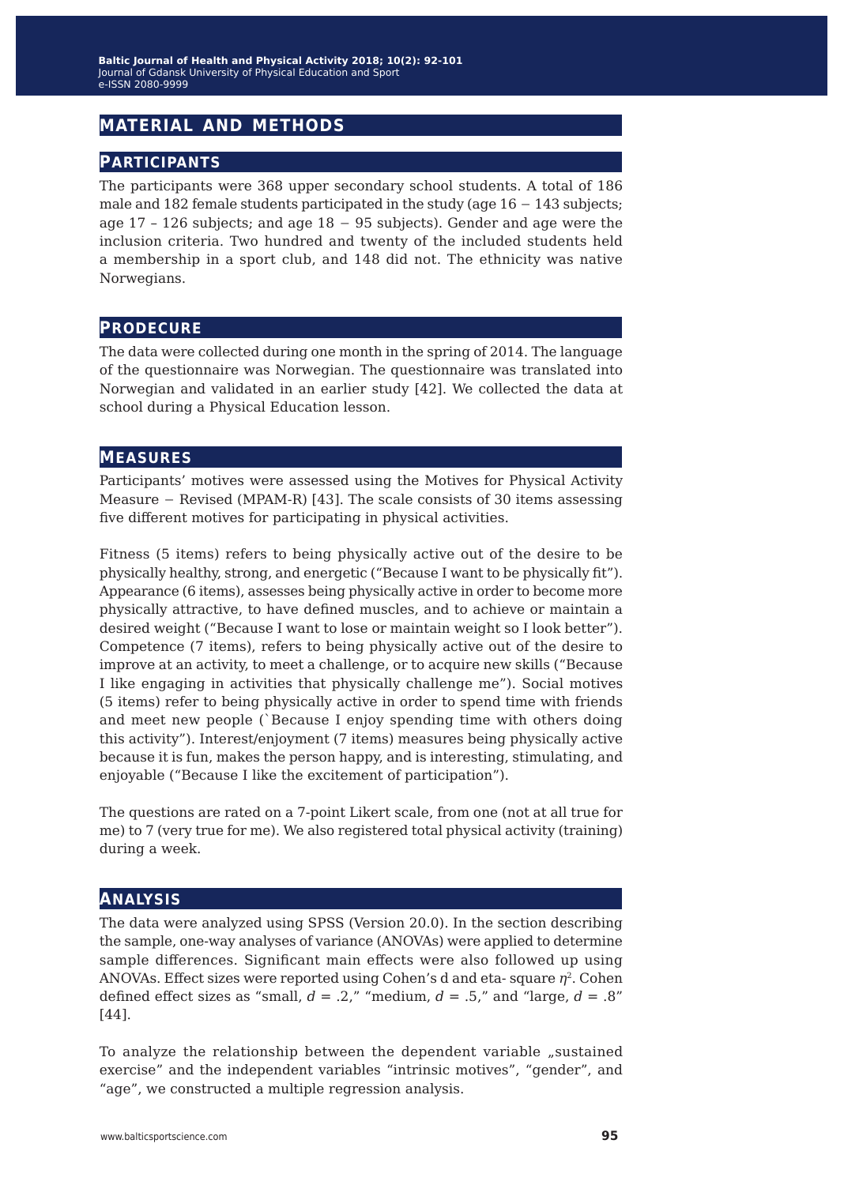# MATERIAL AND METHODS

## PARTICIPANTS

The participants were 368 upper secondary school students. A total of 186 male and 182 female students participated in the study (age 16 − 143 subjects; age 17 – 126 subjects; and age 18 − 95 subjects). Gender and age were the inclusion criteria. Two hundred and twenty of the included students held a membership in a sport club, and 148 did not. The ethnicity was native Norwegians.

## PRODECURE

The data were collected during one month in the spring of 2014. The language of the questionnaire was Norwegian. The questionnaire was translated into Norwegian and validated in an earlier study [42]. We collected the data at school during a Physical Education lesson.

## MEASURES

Participants' motives were assessed using the Motives for Physical Activity Measure − Revised (MPAM-R) [43]. The scale consists of 30 items assessing five different motives for participating in physical activities.

Fitness (5 items) refers to being physically active out of the desire to be physically healthy, strong, and energetic ("Because I want to be physically fit"). Appearance (6 items), assesses being physically active in order to become more physically attractive, to have defined muscles, and to achieve or maintain a desired weight ("Because I want to lose or maintain weight so I look better"). Competence (7 items), refers to being physically active out of the desire to improve at an activity, to meet a challenge, or to acquire new skills ("Because I like engaging in activities that physically challenge me"). Social motives (5 items) refer to being physically active in order to spend time with friends and meet new people (`Because I enjoy spending time with others doing this activity"). Interest/enjoyment (7 items) measures being physically active because it is fun, makes the person happy, and is interesting, stimulating, and enjoyable ("Because I like the excitement of participation").

The questions are rated on a 7-point Likert scale, from one (not at all true for me) to 7 (very true for me). We also registered total physical activity (training) during a week.

## ANALYSIS

The data were analyzed using SPSS (Version 20.0). In the section describing the sample, one-way analyses of variance (ANOVAs) were applied to determine sample differences. Significant main effects were also followed up using ANOVAs. Effect sizes were reported using Cohen's d and eta- square $\eta^2$. Cohen defined effect sizes as "small, $d = .2$," "medium, $d = .5$," and "large, $d = .8$" [44].

To analyze the relationship between the dependent variable „sustained exercise" and the independent variables "intrinsic motives", "gender", and "age", we constructed a multiple regression analysis.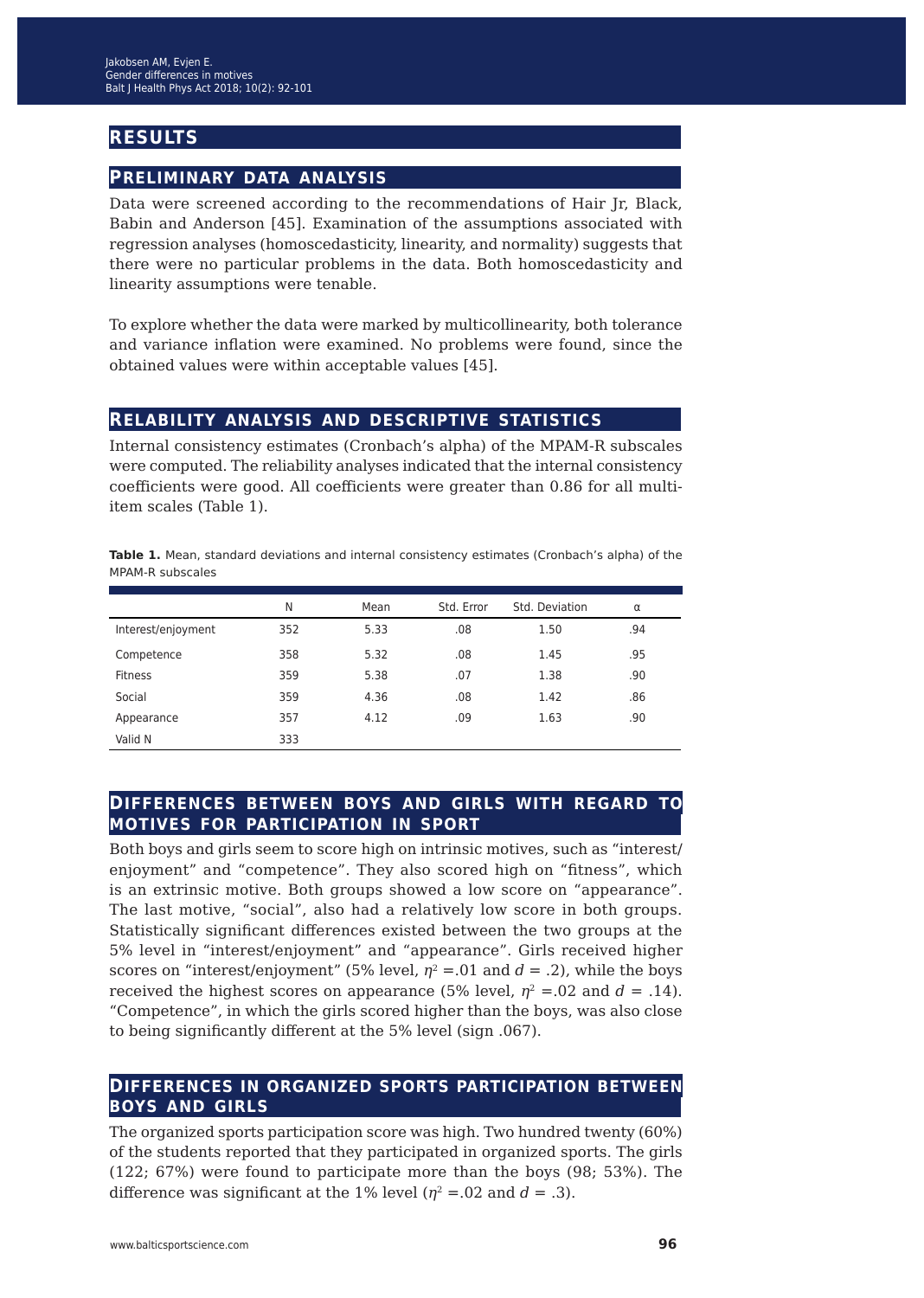## RESULTS

### Preliminary data analysis

Data were screened according to the recommendations of Hair Jr, Black, Babin and Anderson [45]. Examination of the assumptions associated with regression analyses (homoscedasticity, linearity, and normality) suggests that there were no particular problems in the data. Both homoscedasticity and linearity assumptions were tenable.

To explore whether the data were marked by multicollinearity, both tolerance and variance inflation were examined. No problems were found, since the obtained values were within acceptable values [45].

### Reliability analysis and descriptive statistics

Internal consistency estimates (Cronbach's alpha) of the MPAM-R subscales were computed. The reliability analyses indicated that the internal consistency coefficients were good. All coefficients were greater than 0.86 for all multi-item scales (Table 1).

**Table 1.** Mean, standard deviations and internal consistency estimates (Cronbach's alpha) of the MPAM-R subscales

| | N | Mean | Std. Error | Std. Deviation | α |
|---|---|---|---|---|---|
| Interest/enjoyment | 352 | 5.33 | .08 | 1.50 | .94 |
| Competence | 358 | 5.32 | .08 | 1.45 | .95 |
| Fitness | 359 | 5.38 | .07 | 1.38 | .90 |
| Social | 359 | 4.36 | .08 | 1.42 | .86 |
| Appearance | 357 | 4.12 | .09 | 1.63 | .90 |
| Valid N | 333 | | | | |

### Differences between boys and girls with regard to motives for participation in sport

Both boys and girls seem to score high on intrinsic motives, such as "interest/enjoyment" and "competence". They also scored high on "fitness", which is an extrinsic motive. Both groups showed a low score on "appearance". The last motive, "social", also had a relatively low score in both groups. Statistically significant differences existed between the two groups at the 5% level in "interest/enjoyment" and "appearance". Girls received higher scores on "interest/enjoyment" (5% level, $\eta^2$ =.01 and $d$ = .2), while the boys received the highest scores on appearance (5% level, $\eta^2$ =.02 and $d$ = .14). "Competence", in which the girls scored higher than the boys, was also close to being significantly different at the 5% level (sign .067).

### Differences in organized sports participation between boys and girls

The organized sports participation score was high. Two hundred twenty (60%) of the students reported that they participated in organized sports. The girls (122; 67%) were found to participate more than the boys (98; 53%). The difference was significant at the 1% level ($\eta^2$ =.02 and $d$ = .3).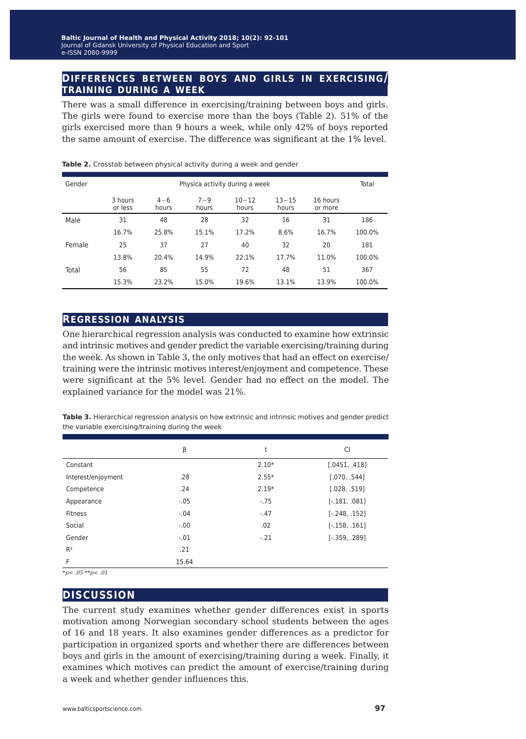## DIFFERENCES BETWEEN BOYS AND GIRLS IN EXERCISING/TRAINING DURING A WEEK

There was a small difference in exercising/training between boys and girls. The girls were found to exercise more than the boys (Table 2). 51% of the girls exercised more than 9 hours a week, while only 42% of boys reported the same amount of exercise. The difference was significant at the 1% level.

**Table 2.** Crosstab between physical activity during a week and gender

| Gender | Physica activity during a week | | | | | | Total |
|---|---|---|---|---|---|---|---|
| | 3 hours or less | 4−6 hours | 7−9 hours | 10−12 hours | 13−15 hours | 16 hours or more | |
| Male | 31 | 48 | 28 | 32 | 16 | 31 | 186 |
| | 16.7% | 25.8% | 15.1% | 17.2% | 8.6% | 16.7% | 100.0% |
| Female | 25 | 37 | 27 | 40 | 32 | 20 | 181 |
| | 13.8% | 20.4% | 14.9% | 22.1% | 17.7% | 11.0% | 100.0% |
| Total | 56 | 85 | 55 | 72 | 48 | 51 | 367 |
| | 15.3% | 23.2% | 15.0% | 19.6% | 13.1% | 13.9% | 100.0% |

## REGRESSION ANALYSIS

One hierarchical regression analysis was conducted to examine how extrinsic and intrinsic motives and gender predict the variable exercising/training during the week. As shown in Table 3, the only motives that had an effect on exercise/training were the intrinsic motives interest/enjoyment and competence. These were significant at the 5% level. Gender had no effect on the model. The explained variance for the model was 21%.

**Table 3.** Hierarchical regression analysis on how extrinsic and intrinsic motives and gender predict the variable exercising/training during the week

| | β | t | CI |
|---|---|---|---|
| Constant | | 2.10* | [.0451, .418] |
| Interest/enjoyment | .28 | 2.55* | [.070, .544] |
| Competence | .24 | 2.19* | [.028, .519] |
| Appearance | -.05 | -.75 | [-.181, .081] |
| Fitness | -.04 | -.47 | [-.248, .152] |
| Social | -.00 | .02 | [-.158, .161] |
| Gender | -.01 | -.21 | [-.359, .289] |
| $R^2$ | .21 | | |
| F | 15.64 | | |

*$p < .05$ **$p < .01$

## DISCUSSION

The current study examines whether gender differences exist in sports motivation among Norwegian secondary school students between the ages of 16 and 18 years. It also examines gender differences as a predictor for participation in organized sports and whether there are differences between boys and girls in the amount of exercising/training during a week. Finally, it examines which motives can predict the amount of exercise/training during a week and whether gender influences this.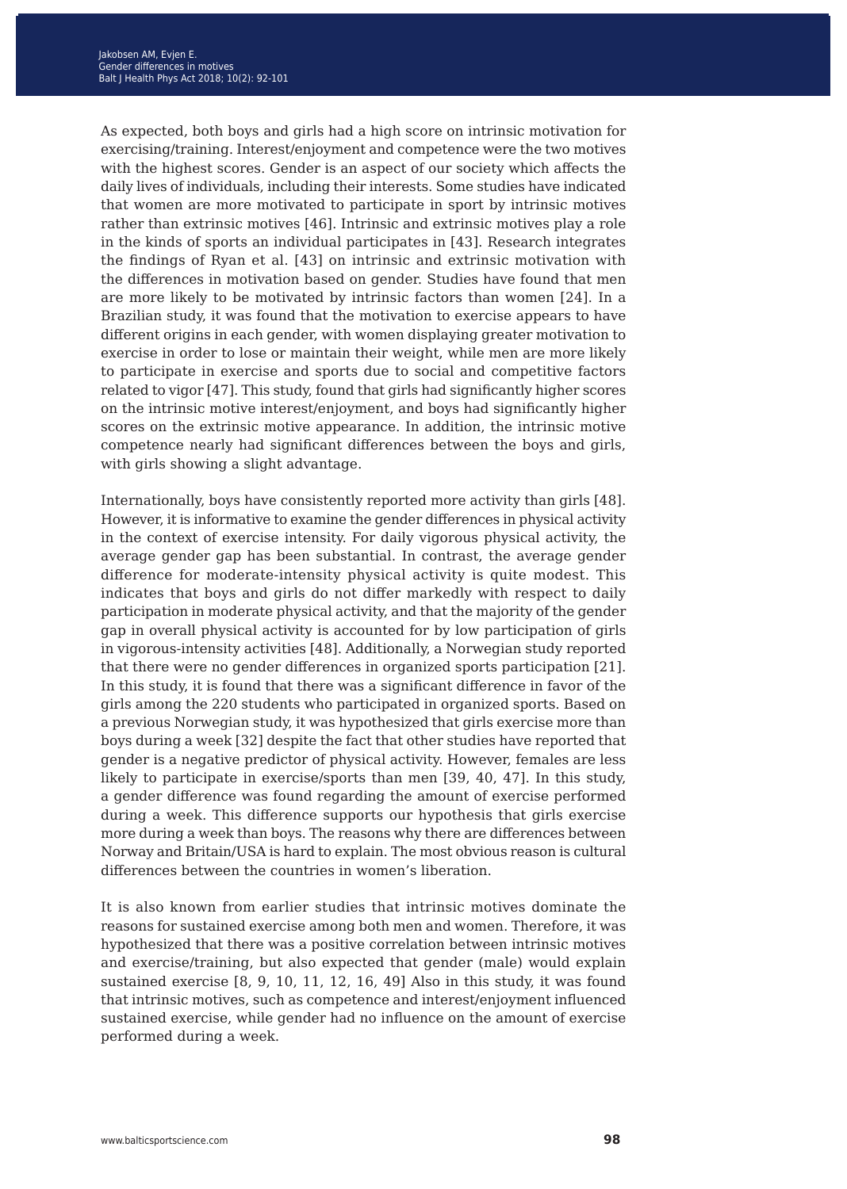As expected, both boys and girls had a high score on intrinsic motivation for exercising/training. Interest/enjoyment and competence were the two motives with the highest scores. Gender is an aspect of our society which affects the daily lives of individuals, including their interests. Some studies have indicated that women are more motivated to participate in sport by intrinsic motives rather than extrinsic motives [46]. Intrinsic and extrinsic motives play a role in the kinds of sports an individual participates in [43]. Research integrates the findings of Ryan et al. [43] on intrinsic and extrinsic motivation with the differences in motivation based on gender. Studies have found that men are more likely to be motivated by intrinsic factors than women [24]. In a Brazilian study, it was found that the motivation to exercise appears to have different origins in each gender, with women displaying greater motivation to exercise in order to lose or maintain their weight, while men are more likely to participate in exercise and sports due to social and competitive factors related to vigor [47]. This study, found that girls had significantly higher scores on the intrinsic motive interest/enjoyment, and boys had significantly higher scores on the extrinsic motive appearance. In addition, the intrinsic motive competence nearly had significant differences between the boys and girls, with girls showing a slight advantage.

Internationally, boys have consistently reported more activity than girls [48]. However, it is informative to examine the gender differences in physical activity in the context of exercise intensity. For daily vigorous physical activity, the average gender gap has been substantial. In contrast, the average gender difference for moderate-intensity physical activity is quite modest. This indicates that boys and girls do not differ markedly with respect to daily participation in moderate physical activity, and that the majority of the gender gap in overall physical activity is accounted for by low participation of girls in vigorous-intensity activities [48]. Additionally, a Norwegian study reported that there were no gender differences in organized sports participation [21]. In this study, it is found that there was a significant difference in favor of the girls among the 220 students who participated in organized sports. Based on a previous Norwegian study, it was hypothesized that girls exercise more than boys during a week [32] despite the fact that other studies have reported that gender is a negative predictor of physical activity. However, females are less likely to participate in exercise/sports than men [39, 40, 47]. In this study, a gender difference was found regarding the amount of exercise performed during a week. This difference supports our hypothesis that girls exercise more during a week than boys. The reasons why there are differences between Norway and Britain/USA is hard to explain. The most obvious reason is cultural differences between the countries in women's liberation.

It is also known from earlier studies that intrinsic motives dominate the reasons for sustained exercise among both men and women. Therefore, it was hypothesized that there was a positive correlation between intrinsic motives and exercise/training, but also expected that gender (male) would explain sustained exercise [8, 9, 10, 11, 12, 16, 49] Also in this study, it was found that intrinsic motives, such as competence and interest/enjoyment influenced sustained exercise, while gender had no influence on the amount of exercise performed during a week.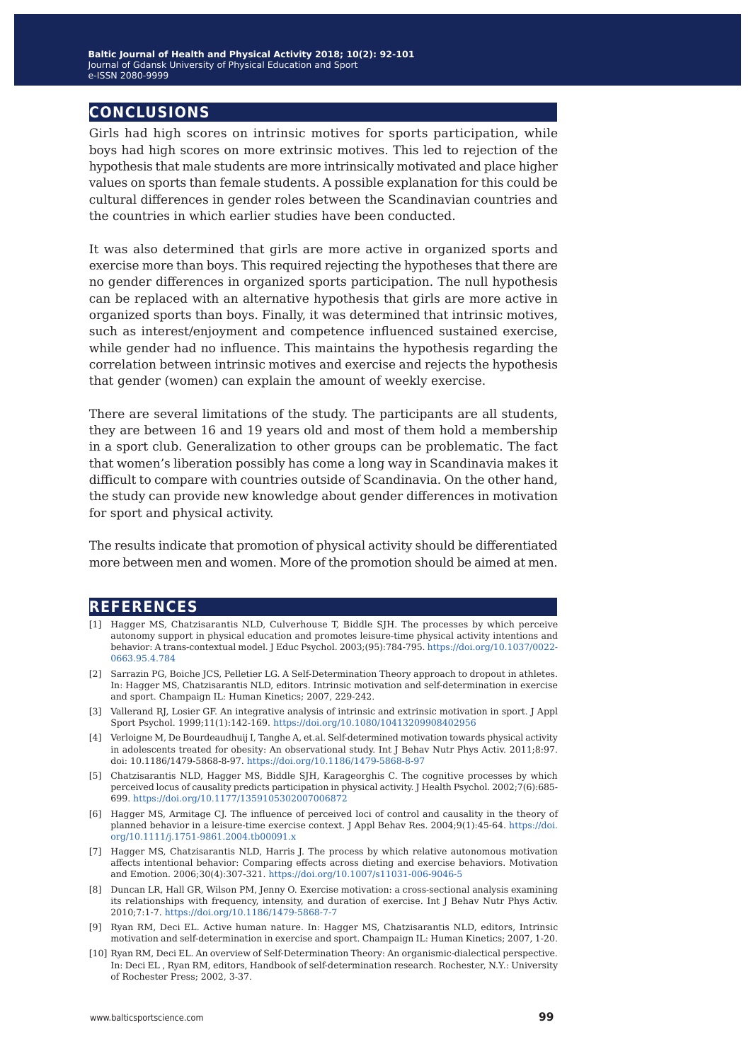## CONCLUSIONS

Girls had high scores on intrinsic motives for sports participation, while boys had high scores on more extrinsic motives. This led to rejection of the hypothesis that male students are more intrinsically motivated and place higher values on sports than female students. A possible explanation for this could be cultural differences in gender roles between the Scandinavian countries and the countries in which earlier studies have been conducted.

It was also determined that girls are more active in organized sports and exercise more than boys. This required rejecting the hypotheses that there are no gender differences in organized sports participation. The null hypothesis can be replaced with an alternative hypothesis that girls are more active in organized sports than boys. Finally, it was determined that intrinsic motives, such as interest/enjoyment and competence influenced sustained exercise, while gender had no influence. This maintains the hypothesis regarding the correlation between intrinsic motives and exercise and rejects the hypothesis that gender (women) can explain the amount of weekly exercise.

There are several limitations of the study. The participants are all students, they are between 16 and 19 years old and most of them hold a membership in a sport club. Generalization to other groups can be problematic. The fact that women's liberation possibly has come a long way in Scandinavia makes it difficult to compare with countries outside of Scandinavia. On the other hand, the study can provide new knowledge about gender differences in motivation for sport and physical activity.

The results indicate that promotion of physical activity should be differentiated more between men and women. More of the promotion should be aimed at men.

## REFERENCES

[1] Hagger MS, Chatzisarantis NLD, Culverhouse T, Biddle SJH. The processes by which perceive autonomy support in physical education and promotes leisure-time physical activity intentions and behavior: A trans-contextual model. J Educ Psychol. 2003;(95):784-795. https://doi.org/10.1037/0022-0663.95.4.784

[2] Sarrazin PG, Boiche JCS, Pelletier LG. A Self-Determination Theory approach to dropout in athletes. In: Hagger MS, Chatzisarantis NLD, editors. Intrinsic motivation and self-determination in exercise and sport. Champaign IL: Human Kinetics; 2007, 229-242.

[3] Vallerand RJ, Losier GF. An integrative analysis of intrinsic and extrinsic motivation in sport. J Appl Sport Psychol. 1999;11(1):142-169. https://doi.org/10.1080/10413209908402956

[4] Verloigne M, De Bourdeaudhuij I, Tanghe A, et.al. Self-determined motivation towards physical activity in adolescents treated for obesity: An observational study. Int J Behav Nutr Phys Activ. 2011;8:97. doi: 10.1186/1479-5868-8-97. https://doi.org/10.1186/1479-5868-8-97

[5] Chatzisarantis NLD, Hagger MS, Biddle SJH, Karageorghis C. The cognitive processes by which perceived locus of causality predicts participation in physical activity. J Health Psychol. 2002;7(6):685-699. https://doi.org/10.1177/1359105302007006872

[6] Hagger MS, Armitage CJ. The influence of perceived loci of control and causality in the theory of planned behavior in a leisure-time exercise context. J Appl Behav Res. 2004;9(1):45-64. https://doi.org/10.1111/j.1751-9861.2004.tb00091.x

[7] Hagger MS, Chatzisarantis NLD, Harris J. The process by which relative autonomous motivation affects intentional behavior: Comparing effects across dieting and exercise behaviors. Motivation and Emotion. 2006;30(4):307-321. https://doi.org/10.1007/s11031-006-9046-5

[8] Duncan LR, Hall GR, Wilson PM, Jenny O. Exercise motivation: a cross-sectional analysis examining its relationships with frequency, intensity, and duration of exercise. Int J Behav Nutr Phys Activ. 2010;7:1-7. https://doi.org/10.1186/1479-5868-7-7

[9] Ryan RM, Deci EL. Active human nature. In: Hagger MS, Chatzisarantis NLD, editors, Intrinsic motivation and self-determination in exercise and sport. Champaign IL: Human Kinetics; 2007, 1-20.

[10] Ryan RM, Deci EL. An overview of Self-Determination Theory: An organismic-dialectical perspective. In: Deci EL , Ryan RM, editors, Handbook of self-determination research. Rochester, N.Y.: University of Rochester Press; 2002, 3-37.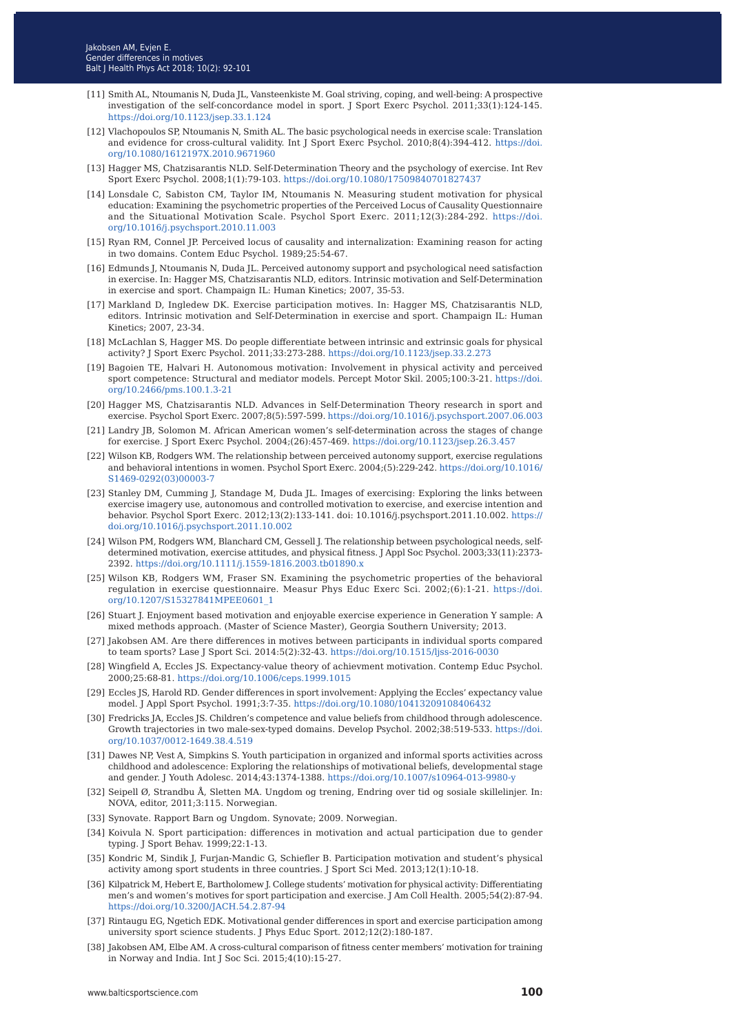[11] Smith AL, Ntoumanis N, Duda JL, Vansteenkiste M. Goal striving, coping, and well-being: A prospective investigation of the self-concordance model in sport. J Sport Exerc Psychol. 2011;33(1):124-145. https://doi.org/10.1123/jsep.33.1.124

[12] Vlachopoulos SP, Ntoumanis N, Smith AL. The basic psychological needs in exercise scale: Translation and evidence for cross-cultural validity. Int J Sport Exerc Psychol. 2010;8(4):394-412. https://doi.org/10.1080/1612197X.2010.9671960

[13] Hagger MS, Chatzisarantis NLD. Self-Determination Theory and the psychology of exercise. Int Rev Sport Exerc Psychol. 2008;1(1):79-103. https://doi.org/10.1080/17509840701827437

[14] Lonsdale C, Sabiston CM, Taylor IM, Ntoumanis N. Measuring student motivation for physical education: Examining the psychometric properties of the Perceived Locus of Causality Questionnaire and the Situational Motivation Scale. Psychol Sport Exerc. 2011;12(3):284-292. https://doi.org/10.1016/j.psychsport.2010.11.003

[15] Ryan RM, Connel JP. Perceived locus of causality and internalization: Examining reason for acting in two domains. Contem Educ Psychol. 1989;25:54-67.

[16] Edmunds J, Ntoumanis N, Duda JL. Perceived autonomy support and psychological need satisfaction in exercise. In: Hagger MS, Chatzisarantis NLD, editors. Intrinsic motivation and Self-Determination in exercise and sport. Champaign IL: Human Kinetics; 2007, 35-53.

[17] Markland D, Ingledew DK. Exercise participation motives. In: Hagger MS, Chatzisarantis NLD, editors. Intrinsic motivation and Self-Determination in exercise and sport. Champaign IL: Human Kinetics; 2007, 23-34.

[18] McLachlan S, Hagger MS. Do people differentiate between intrinsic and extrinsic goals for physical activity? J Sport Exerc Psychol. 2011;33:273-288. https://doi.org/10.1123/jsep.33.2.273

[19] Bagoien TE, Halvari H. Autonomous motivation: Involvement in physical activity and perceived sport competence: Structural and mediator models. Percept Motor Skil. 2005;100:3-21. https://doi.org/10.2466/pms.100.1.3-21

[20] Hagger MS, Chatzisarantis NLD. Advances in Self-Determination Theory research in sport and exercise. Psychol Sport Exerc. 2007;8(5):597-599. https://doi.org/10.1016/j.psychsport.2007.06.003

[21] Landry JB, Solomon M. African American women's self-determination across the stages of change for exercise. J Sport Exerc Psychol. 2004;(26):457-469. https://doi.org/10.1123/jsep.26.3.457

[22] Wilson KB, Rodgers WM. The relationship between perceived autonomy support, exercise regulations and behavioral intentions in women. Psychol Sport Exerc. 2004;(5):229-242. https://doi.org/10.1016/S1469-0292(03)00003-7

[23] Stanley DM, Cumming J, Standage M, Duda JL. Images of exercising: Exploring the links between exercise imagery use, autonomous and controlled motivation to exercise, and exercise intention and behavior. Psychol Sport Exerc. 2012;13(2):133-141. doi: 10.1016/j.psychsport.2011.10.002. https://doi.org/10.1016/j.psychsport.2011.10.002

[24] Wilson PM, Rodgers WM, Blanchard CM, Gessell J. The relationship between psychological needs, self-determined motivation, exercise attitudes, and physical fitness. J Appl Soc Psychol. 2003;33(11):2373-2392. https://doi.org/10.1111/j.1559-1816.2003.tb01890.x

[25] Wilson KB, Rodgers WM, Fraser SN. Examining the psychometric properties of the behavioral regulation in exercise questionnaire. Measur Phys Educ Exerc Sci. 2002;(6):1-21. https://doi.org/10.1207/S15327841MPEE0601_1

[26] Stuart J. Enjoyment based motivation and enjoyable exercise experience in Generation Y sample: A mixed methods approach. (Master of Science Master), Georgia Southern University; 2013.

[27] Jakobsen AM. Are there differences in motives between participants in individual sports compared to team sports? Lase J Sport Sci. 2014:5(2):32-43. https://doi.org/10.1515/ljss-2016-0030

[28] Wingfield A, Eccles JS. Expectancy-value theory of achievment motivation. Contemp Educ Psychol. 2000;25:68-81. https://doi.org/10.1006/ceps.1999.1015

[29] Eccles JS, Harold RD. Gender differences in sport involvement: Applying the Eccles' expectancy value model. J Appl Sport Psychol. 1991;3:7-35. https://doi.org/10.1080/10413209108406432

[30] Fredricks JA, Eccles JS. Children's competence and value beliefs from childhood through adolescence. Growth trajectories in two male-sex-typed domains. Develop Psychol. 2002;38:519-533. https://doi.org/10.1037/0012-1649.38.4.519

[31] Dawes NP, Vest A, Simpkins S. Youth participation in organized and informal sports activities across childhood and adolescence: Exploring the relationships of motivational beliefs, developmental stage and gender. J Youth Adolesc. 2014;43:1374-1388. https://doi.org/10.1007/s10964-013-9980-y

[32] Seipell Ø, Strandbu Å, Sletten MA. Ungdom og trening, Endring over tid og sosiale skillelinjer. In: NOVA, editor, 2011;3:115. Norwegian.

[33] Synovate. Rapport Barn og Ungdom. Synovate; 2009. Norwegian.

[34] Koivula N. Sport participation: differences in motivation and actual participation due to gender typing. J Sport Behav. 1999;22:1-13.

[35] Kondric M, Sindik J, Furjan-Mandic G, Schiefler B. Participation motivation and student's physical activity among sport students in three countries. J Sport Sci Med. 2013;12(1):10-18.

[36] Kilpatrick M, Hebert E, Bartholomew J. College students' motivation for physical activity: Differentiating men's and women's motives for sport participation and exercise. J Am Coll Health. 2005;54(2):87-94. https://doi.org/10.3200/JACH.54.2.87-94

[37] Rintaugu EG, Ngetich EDK. Motivational gender differences in sport and exercise participation among university sport science students. J Phys Educ Sport. 2012;12(2):180-187.

[38] Jakobsen AM, Elbe AM. A cross-cultural comparison of fitness center members' motivation for training in Norway and India. Int J Soc Sci. 2015;4(10):15-27.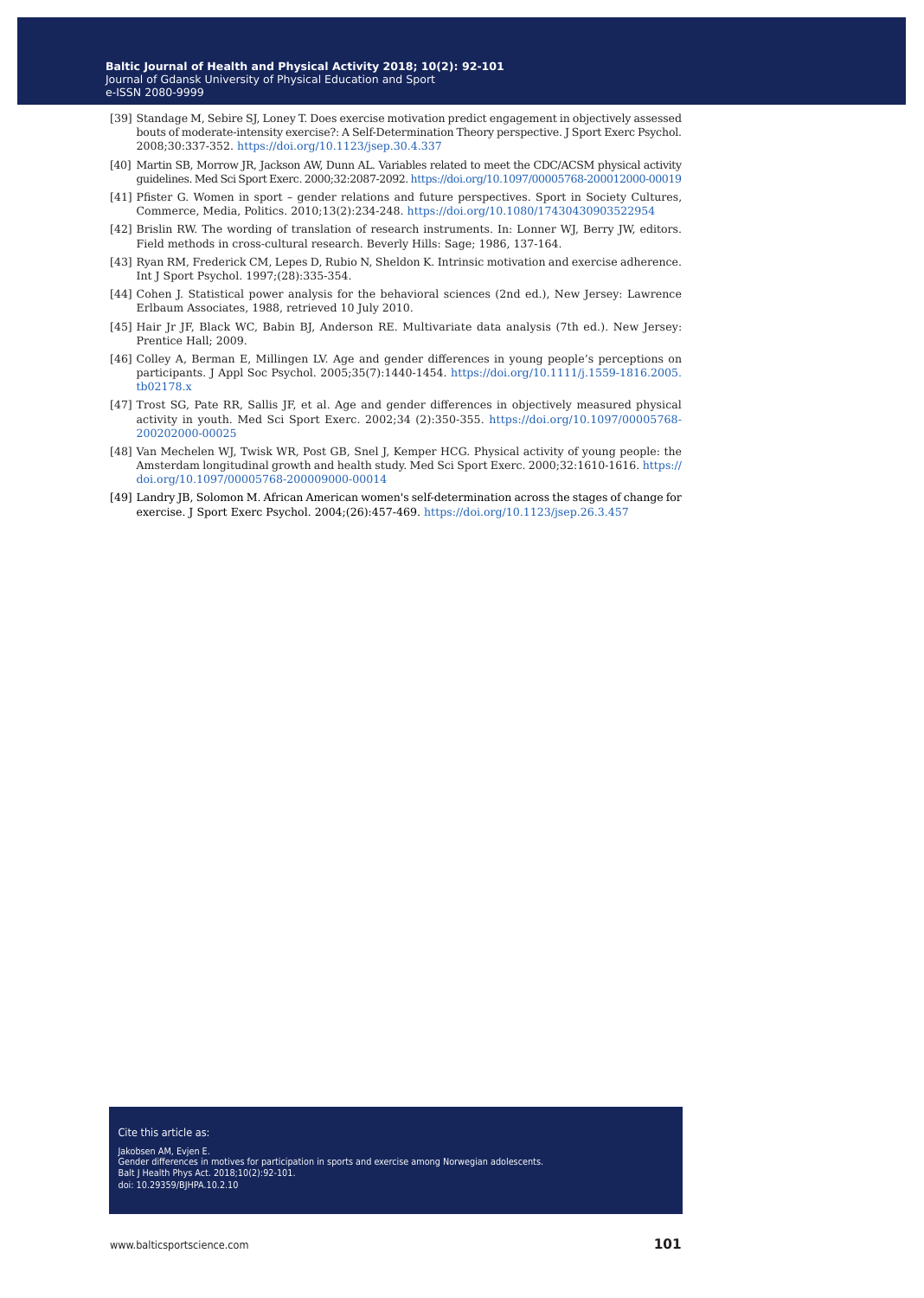[39] Standage M, Sebire SJ, Loney T. Does exercise motivation predict engagement in objectively assessed bouts of moderate-intensity exercise?: A Self-Determination Theory perspective. J Sport Exerc Psychol. 2008;30:337-352. https://doi.org/10.1123/jsep.30.4.337

[40] Martin SB, Morrow JR, Jackson AW, Dunn AL. Variables related to meet the CDC/ACSM physical activity guidelines. Med Sci Sport Exerc. 2000;32:2087-2092. https://doi.org/10.1097/00005768-200012000-00019

[41] Pfister G. Women in sport – gender relations and future perspectives. Sport in Society Cultures, Commerce, Media, Politics. 2010;13(2):234-248. https://doi.org/10.1080/17430430903522954

[42] Brislin RW. The wording of translation of research instruments. In: Lonner WJ, Berry JW, editors. Field methods in cross-cultural research. Beverly Hills: Sage; 1986, 137-164.

[43] Ryan RM, Frederick CM, Lepes D, Rubio N, Sheldon K. Intrinsic motivation and exercise adherence. Int J Sport Psychol. 1997;(28):335-354.

[44] Cohen J. Statistical power analysis for the behavioral sciences (2nd ed.), New Jersey: Lawrence Erlbaum Associates, 1988, retrieved 10 July 2010.

[45] Hair Jr JF, Black WC, Babin BJ, Anderson RE. Multivariate data analysis (7th ed.). New Jersey: Prentice Hall; 2009.

[46] Colley A, Berman E, Millingen LV. Age and gender differences in young people's perceptions on participants. J Appl Soc Psychol. 2005;35(7):1440-1454. https://doi.org/10.1111/j.1559-1816.2005.tb02178.x

[47] Trost SG, Pate RR, Sallis JF, et al. Age and gender differences in objectively measured physical activity in youth. Med Sci Sport Exerc. 2002;34 (2):350-355. https://doi.org/10.1097/00005768-200202000-00025

[48] Van Mechelen WJ, Twisk WR, Post GB, Snel J, Kemper HCG. Physical activity of young people: the Amsterdam longitudinal growth and health study. Med Sci Sport Exerc. 2000;32:1610-1616. https://doi.org/10.1097/00005768-200009000-00014

[49] Landry JB, Solomon M. African American women's self-determination across the stages of change for exercise. J Sport Exerc Psychol. 2004;(26):457-469. https://doi.org/10.1123/jsep.26.3.457

Cite this article as:

Jakobsen AM, Evjen E.
Gender differences in motives for participation in sports and exercise among Norwegian adolescents.
Balt J Health Phys Act. 2018;10(2):92-101.
doi: 10.29359/BJHPA.10.2.10